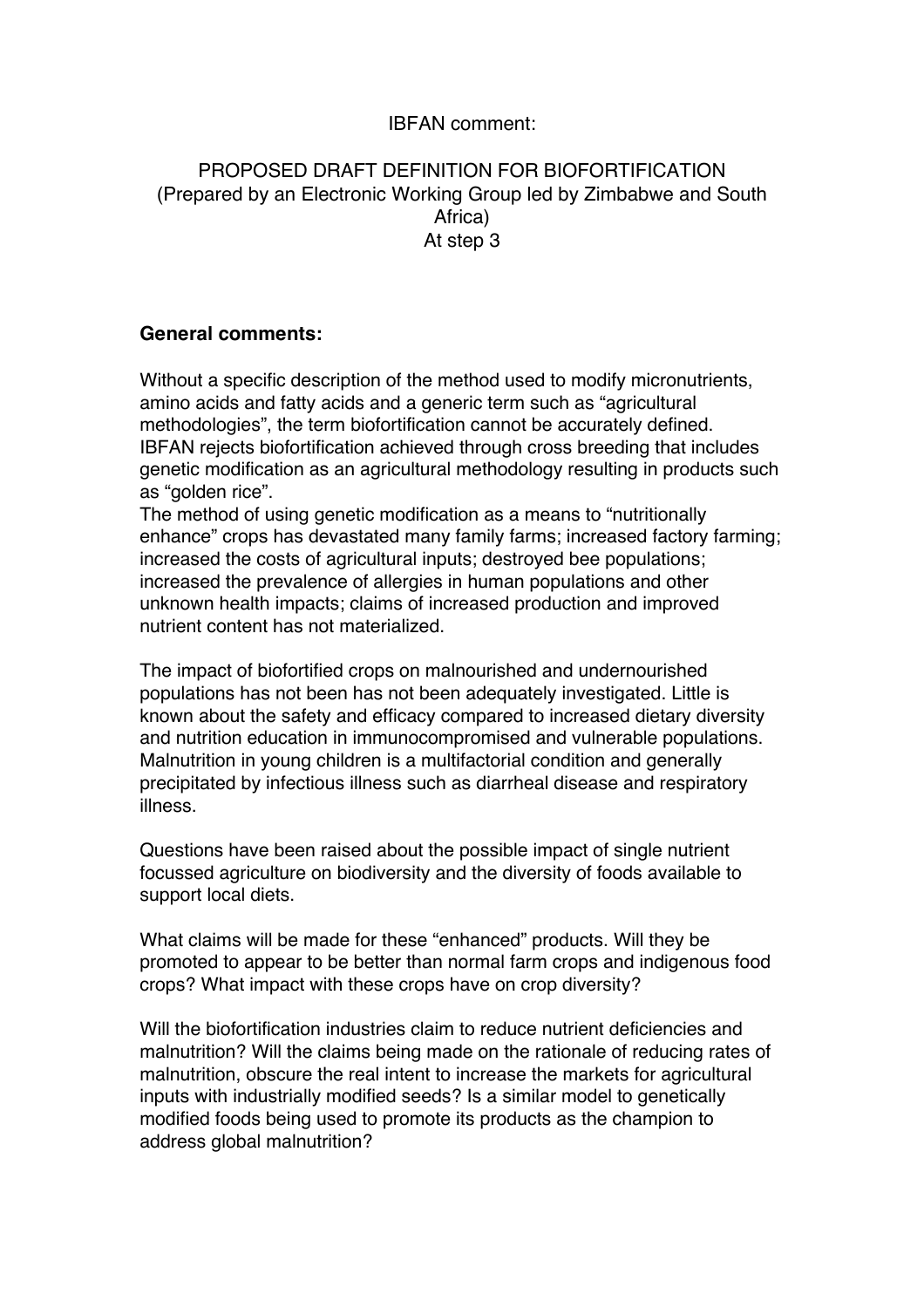IBFAN comment:

PROPOSED DRAFT DEFINITION FOR BIOFORTIFICATION
(Prepared by an Electronic Working Group led by Zimbabwe and South Africa)
At step 3

**General comments:**

Without a specific description of the method used to modify micronutrients, amino acids and fatty acids and a generic term such as "agricultural methodologies", the term biofortification cannot be accurately defined. IBFAN rejects biofortification achieved through cross breeding that includes genetic modification as an agricultural methodology resulting in products such as "golden rice".
The method of using genetic modification as a means to "nutritionally enhance" crops has devastated many family farms; increased factory farming; increased the costs of agricultural inputs; destroyed bee populations; increased the prevalence of allergies in human populations and other unknown health impacts; claims of increased production and improved nutrient content has not materialized.

The impact of biofortified crops on malnourished and undernourished populations has not been has not been adequately investigated. Little is known about the safety and efficacy compared to increased dietary diversity and nutrition education in immunocompromised and vulnerable populations. Malnutrition in young children is a multifactorial condition and generally precipitated by infectious illness such as diarrheal disease and respiratory illness.

Questions have been raised about the possible impact of single nutrient focussed agriculture on biodiversity and the diversity of foods available to support local diets.

What claims will be made for these "enhanced" products. Will they be promoted to appear to be better than normal farm crops and indigenous food crops? What impact with these crops have on crop diversity?

Will the biofortification industries claim to reduce nutrient deficiencies and malnutrition? Will the claims being made on the rationale of reducing rates of malnutrition, obscure the real intent to increase the markets for agricultural inputs with industrially modified seeds? Is a similar model to genetically modified foods being used to promote its products as the champion to address global malnutrition?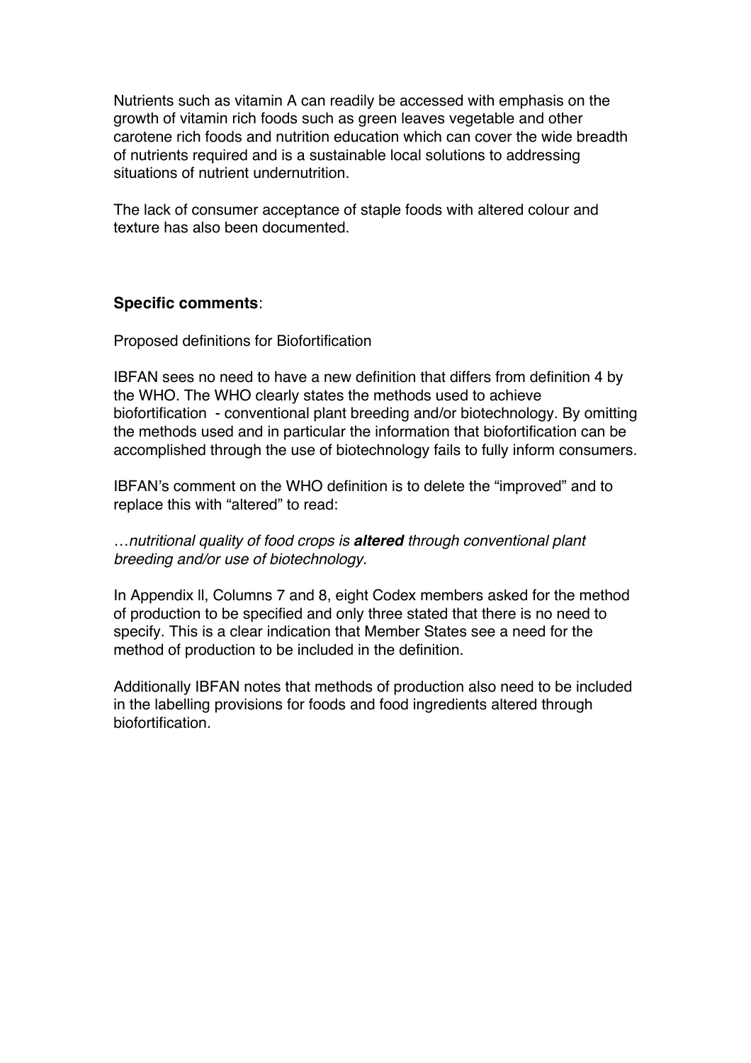Nutrients such as vitamin A can readily be accessed with emphasis on the growth of vitamin rich foods such as green leaves vegetable and other carotene rich foods and nutrition education which can cover the wide breadth of nutrients required and is a sustainable local solutions to addressing situations of nutrient undernutrition.

The lack of consumer acceptance of staple foods with altered colour and texture has also been documented.

**Specific comments**:

Proposed definitions for Biofortification

IBFAN sees no need to have a new definition that differs from definition 4 by the WHO. The WHO clearly states the methods used to achieve biofortification - conventional plant breeding and/or biotechnology. By omitting the methods used and in particular the information that biofortification can be accomplished through the use of biotechnology fails to fully inform consumers.

IBFAN's comment on the WHO definition is to delete the "improved" and to replace this with "altered" to read:

*…nutritional quality of food crops is* ***altered*** *through conventional plant breeding and/or use of biotechnology.*

In Appendix ll, Columns 7 and 8, eight Codex members asked for the method of production to be specified and only three stated that there is no need to specify. This is a clear indication that Member States see a need for the method of production to be included in the definition.

Additionally IBFAN notes that methods of production also need to be included in the labelling provisions for foods and food ingredients altered through biofortification.